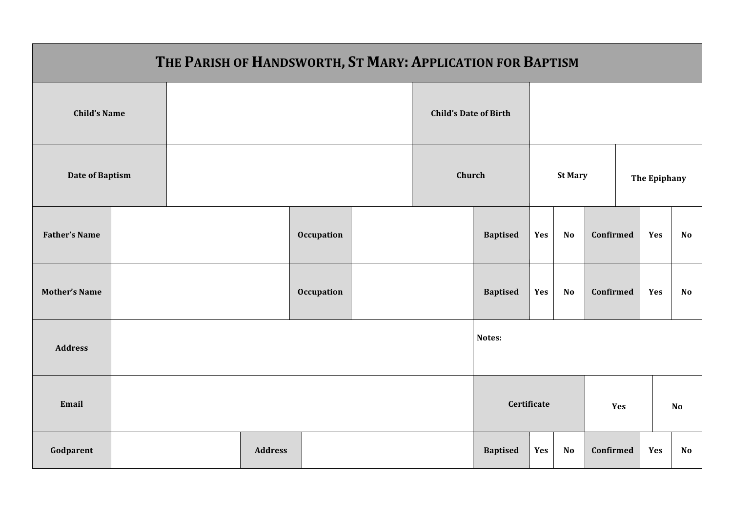# THE PARISH OF HANDSWORTH, ST MARY: APPLICATION FOR BAPTISM

| | | | | | | | | | | |
|---|---|---|---|---|---|---|---|---|---|---|
| **Child's Name** | | | | **Child's Date of Birth** | | | | | | |
| **Date of Baptism** | | | | **Church** | **St Mary** | | | **The Epiphany** | | |
| **Father's Name** | | **Occupation** | | **Baptised** | **Yes** | **No** | **Confirmed** | **Yes** | **No** | |
| **Mother's Name** | | **Occupation** | | **Baptised** | **Yes** | **No** | **Confirmed** | **Yes** | **No** | |
| **Address** | | | | **Notes:** | | | | | | |
| **Email** | | | | **Certificate** | | **Yes** | | **No** | | |
| **Godparent** | | **Address** | | **Baptised** | **Yes** | **No** | **Confirmed** | **Yes** | **No** | |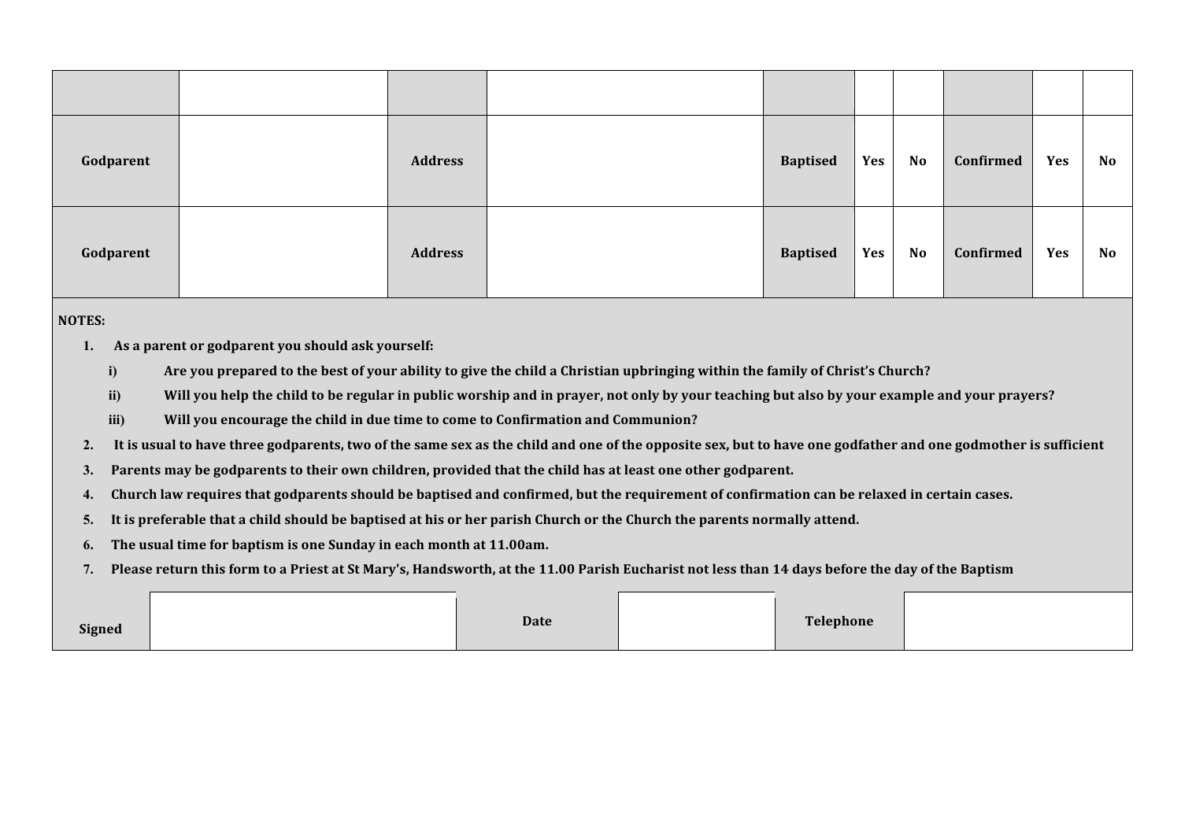| | | | | | | | | | |
|---|---|---|---|---|---|---|---|---|---|
| | | | | | | | | | |
| **Godparent** | | **Address** | | **Baptised** | **Yes** | **No** | **Confirmed** | **Yes** | **No** |
| **Godparent** | | **Address** | | **Baptised** | **Yes** | **No** | **Confirmed** | **Yes** | **No** |

**NOTES:**

1. **As a parent or godparent you should ask yourself:**
   - **i) Are you prepared to the best of your ability to give the child a Christian upbringing within the family of Christ's Church?**
   - **ii) Will you help the child to be regular in public worship and in prayer, not only by your teaching but also by your example and your prayers?**
   - **iii) Will you encourage the child in due time to come to Confirmation and Communion?**
2. **It is usual to have three godparents, two of the same sex as the child and one of the opposite sex, but to have one godfather and one godmother is sufficient**
3. **Parents may be godparents to their own children, provided that the child has at least one other godparent.**
4. **Church law requires that godparents should be baptised and confirmed, but the requirement of confirmation can be relaxed in certain cases.**
5. **It is preferable that a child should be baptised at his or her parish Church or the Church the parents normally attend.**
6. **The usual time for baptism is one Sunday in each month at 11.00am.**
7. **Please return this form to a Priest at St Mary's, Handsworth, at the 11.00 Parish Eucharist not less than 14 days before the day of the Baptism**

| | | | | | |
|---|---|---|---|---|---|
| **Signed** | | **Date** | | **Telephone** | |